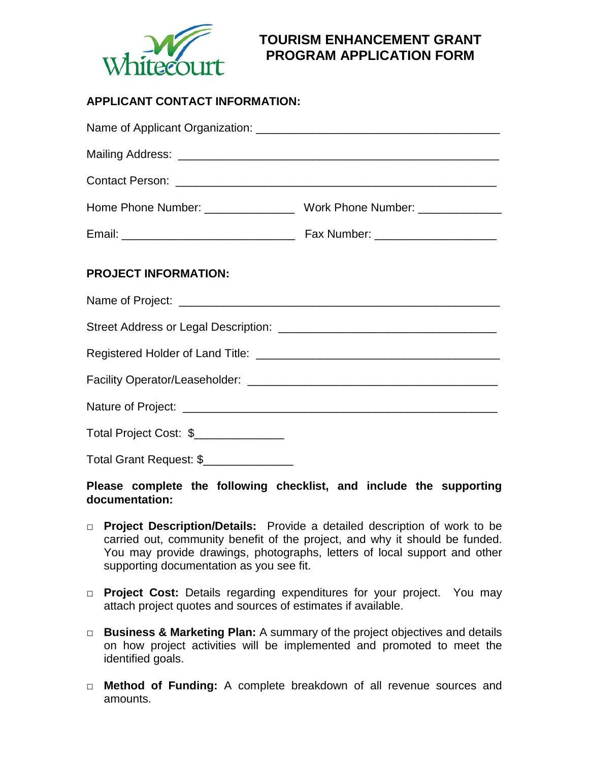# TOURISM ENHANCEMENT GRANT PROGRAM APPLICATION FORM

## APPLICANT CONTACT INFORMATION:

Name of Applicant Organization: ______________________________________

Mailing Address: __________________________________________________

Contact Person: ___________________________________________________

Home Phone Number: ______________ Work Phone Number: _____________

Email: ___________________________ Fax Number: ___________________

## PROJECT INFORMATION:

Name of Project: __________________________________________________

Street Address or Legal Description: _________________________________

Registered Holder of Land Title: _____________________________________

Facility Operator/Leaseholder: _______________________________________

Nature of Project: _________________________________________________

Total Project Cost: $______________

Total Grant Request: $______________

**Please complete the following checklist, and include the supporting documentation:**

- □ **Project Description/Details:** Provide a detailed description of work to be carried out, community benefit of the project, and why it should be funded. You may provide drawings, photographs, letters of local support and other supporting documentation as you see fit.
- □ **Project Cost:** Details regarding expenditures for your project. You may attach project quotes and sources of estimates if available.
- □ **Business & Marketing Plan:** A summary of the project objectives and details on how project activities will be implemented and promoted to meet the identified goals.
- □ **Method of Funding:** A complete breakdown of all revenue sources and amounts.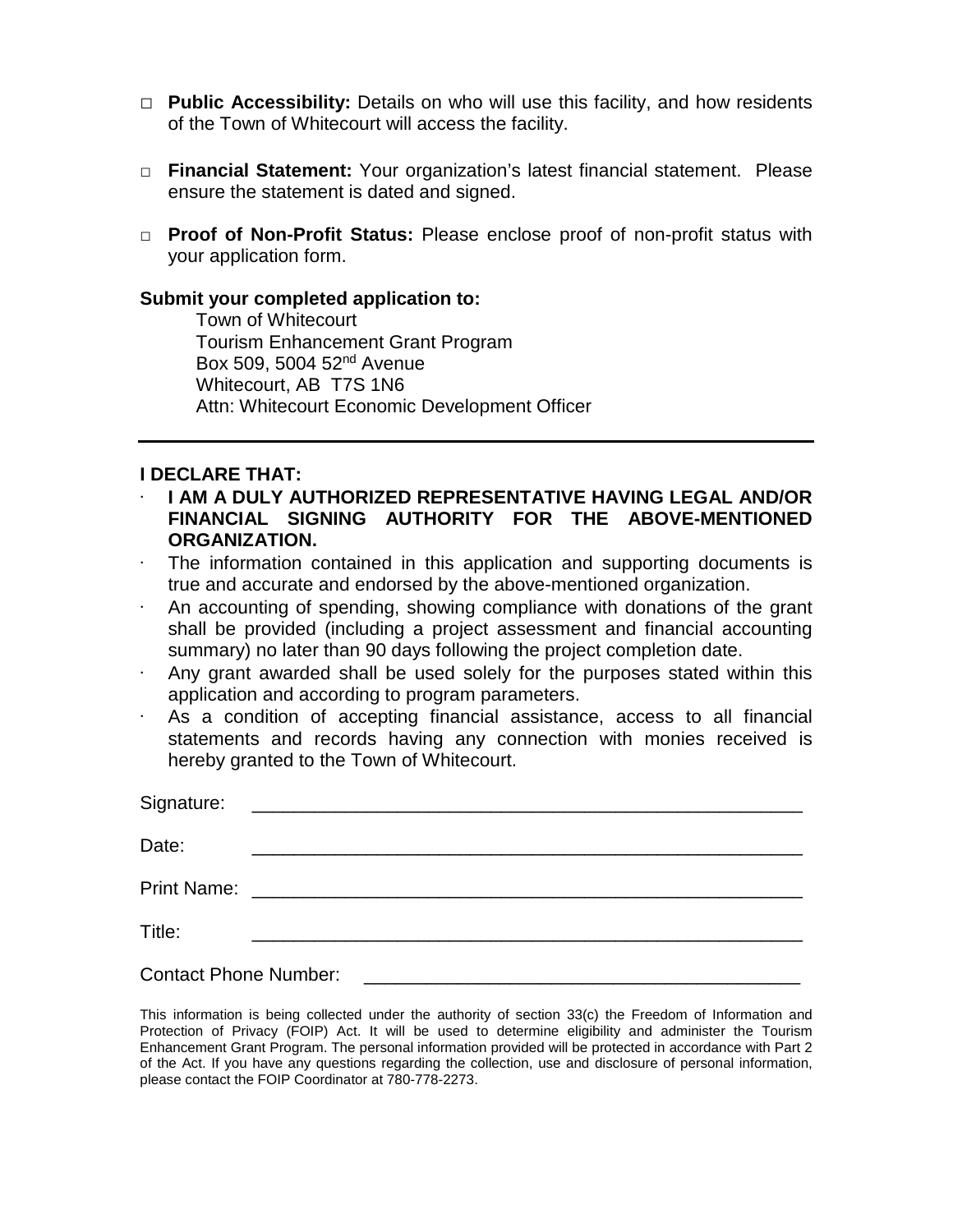- ☐ **Public Accessibility:** Details on who will use this facility, and how residents of the Town of Whitecourt will access the facility.

- ☐ **Financial Statement:** Your organization's latest financial statement. Please ensure the statement is dated and signed.

- ☐ **Proof of Non-Profit Status:** Please enclose proof of non-profit status with your application form.

**Submit your completed application to:**

Town of Whitecourt
Tourism Enhancement Grant Program
Box 509, 5004 52nd Avenue
Whitecourt, AB T7S 1N6
Attn: Whitecourt Economic Development Officer

---

**I DECLARE THAT:**

- **I AM A DULY AUTHORIZED REPRESENTATIVE HAVING LEGAL AND/OR FINANCIAL SIGNING AUTHORITY FOR THE ABOVE-MENTIONED ORGANIZATION.**
- The information contained in this application and supporting documents is true and accurate and endorsed by the above-mentioned organization.
- An accounting of spending, showing compliance with donations of the grant shall be provided (including a project assessment and financial accounting summary) no later than 90 days following the project completion date.
- Any grant awarded shall be used solely for the purposes stated within this application and according to program parameters.
- As a condition of accepting financial assistance, access to all financial statements and records having any connection with monies received is hereby granted to the Town of Whitecourt.

Signature: ______________________________________________

Date: ______________________________________________

Print Name: ______________________________________________

Title: ______________________________________________

Contact Phone Number: ____________________________________

This information is being collected under the authority of section 33(c) the Freedom of Information and Protection of Privacy (FOIP) Act. It will be used to determine eligibility and administer the Tourism Enhancement Grant Program. The personal information provided will be protected in accordance with Part 2 of the Act. If you have any questions regarding the collection, use and disclosure of personal information, please contact the FOIP Coordinator at 780-778-2273.